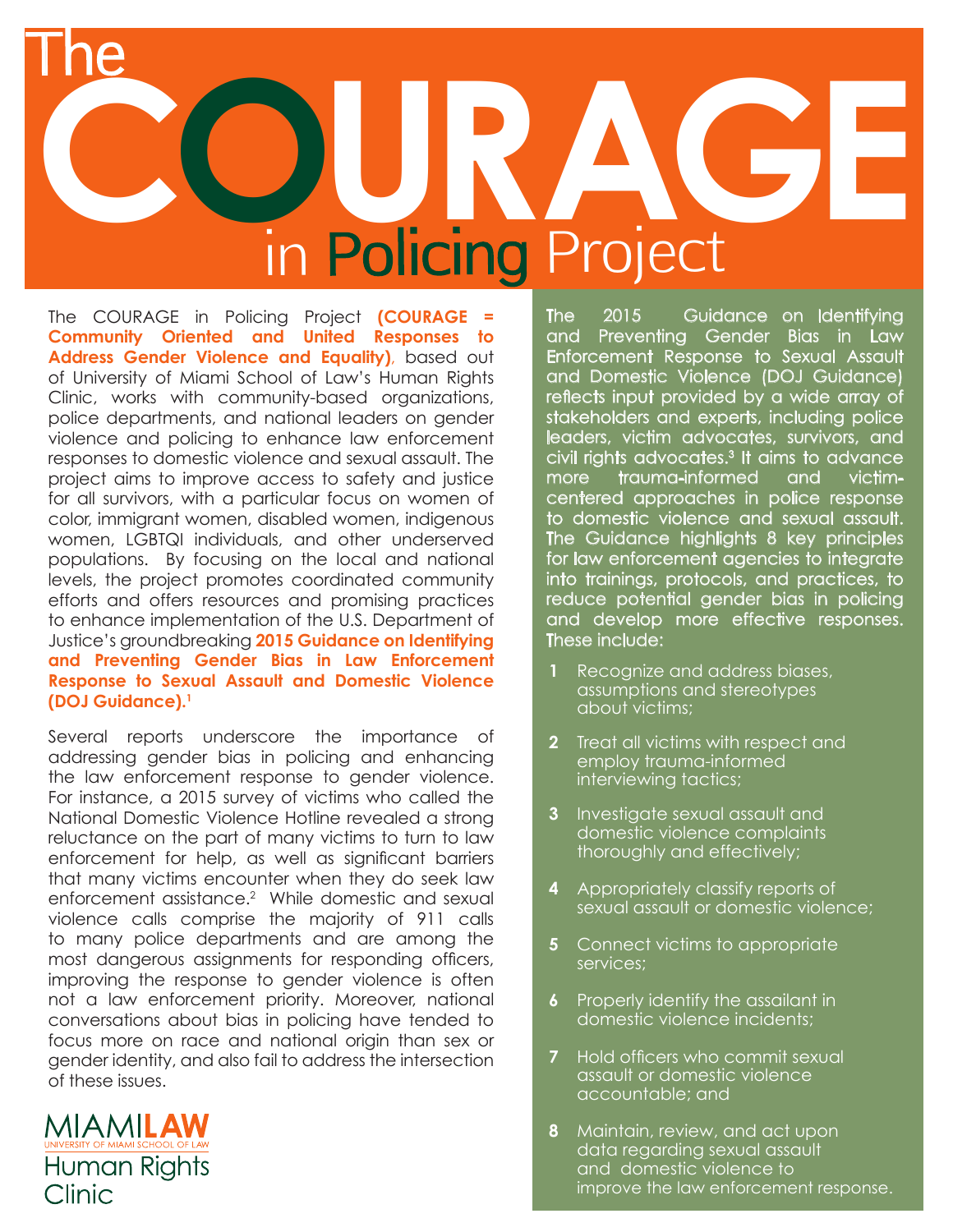# The COURAGE in Policing Project

The COURAGE in Policing Project **(COURAGE = Community Oriented and United Responses to Address Gender Violence and Equality)**, based out of University of Miami School of Law's Human Rights Clinic, works with community-based organizations, police departments, and national leaders on gender violence and policing to enhance law enforcement responses to domestic violence and sexual assault. The project aims to improve access to safety and justice for all survivors, with a particular focus on women of color, immigrant women, disabled women, indigenous women, LGBTQI individuals, and other underserved populations. By focusing on the local and national levels, the project promotes coordinated community efforts and offers resources and promising practices to enhance implementation of the U.S. Department of Justice's groundbreaking **2015 Guidance on Identifying and Preventing Gender Bias in Law Enforcement Response to Sexual Assault and Domestic Violence (DOJ Guidance).**[1]

Several reports underscore the importance of addressing gender bias in policing and enhancing the law enforcement response to gender violence. For instance, a 2015 survey of victims who called the National Domestic Violence Hotline revealed a strong reluctance on the part of many victims to turn to law enforcement for help, as well as significant barriers that many victims encounter when they do seek law enforcement assistance.[2] While domestic and sexual violence calls comprise the majority of 911 calls to many police departments and are among the most dangerous assignments for responding officers, improving the response to gender violence is often not a law enforcement priority. Moreover, national conversations about bias in policing have tended to focus more on race and national origin than sex or gender identity, and also fail to address the intersection of these issues.

MIAMILAW
UNIVERSITY OF MIAMI SCHOOL OF LAW
Human Rights Clinic

The 2015 Guidance on Identifying and Preventing Gender Bias in Law Enforcement Response to Sexual Assault and Domestic Violence (DOJ Guidance) reflects input provided by a wide array of stakeholders and experts, including police leaders, victim advocates, survivors, and civil rights advocates.[3] It aims to advance more trauma-informed and victim-centered approaches in police response to domestic violence and sexual assault. The Guidance highlights 8 key principles for law enforcement agencies to integrate into trainings, protocols, and practices, to reduce potential gender bias in policing and develop more effective responses. These include:

1. Recognize and address biases, assumptions and stereotypes about victims;
2. Treat all victims with respect and employ trauma-informed interviewing tactics;
3. Investigate sexual assault and domestic violence complaints thoroughly and effectively;
4. Appropriately classify reports of sexual assault or domestic violence;
5. Connect victims to appropriate services;
6. Properly identify the assailant in domestic violence incidents;
7. Hold officers who commit sexual assault or domestic violence accountable; and
8. Maintain, review, and act upon data regarding sexual assault and domestic violence to improve the law enforcement response.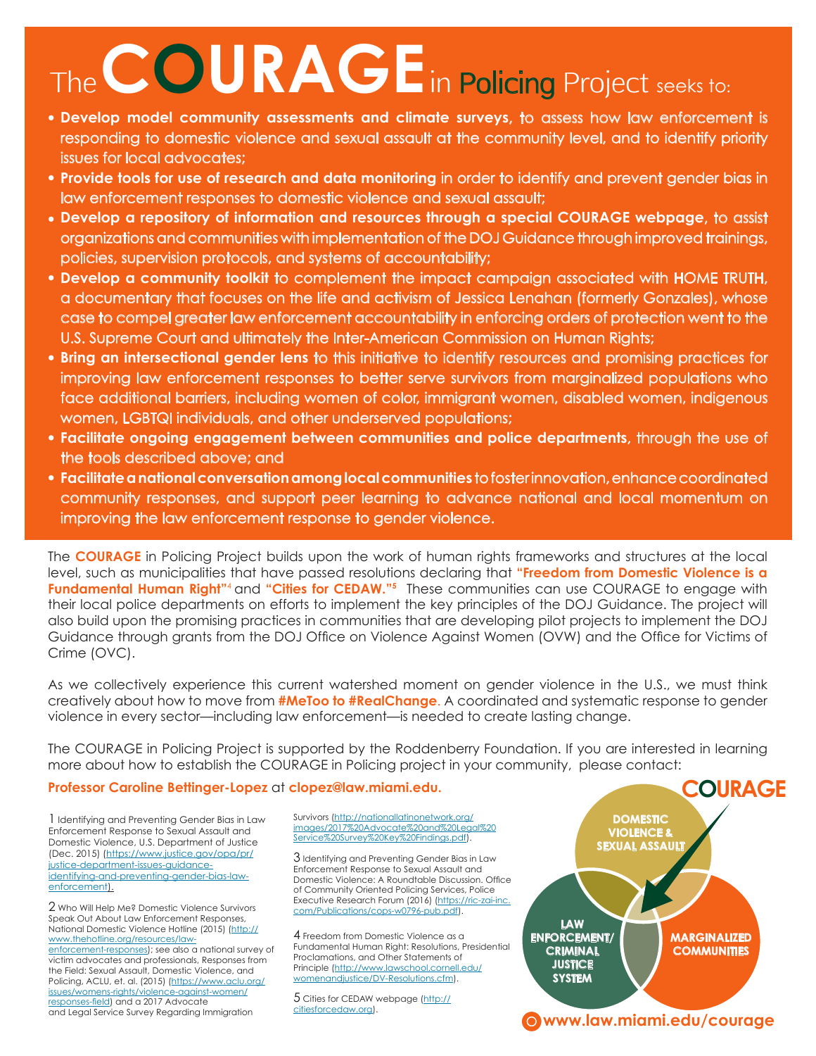# The COURAGE in Policing Project seeks to:

- **Develop model community assessments and climate surveys,** to assess how law enforcement is responding to domestic violence and sexual assault at the community level, and to identify priority issues for local advocates;
- **Provide tools for use of research and data monitoring** in order to identify and prevent gender bias in law enforcement responses to domestic violence and sexual assault;
- **Develop a repository of information and resources through a special COURAGE webpage**, to assist organizations and communities with implementation of the DOJ Guidance through improved trainings, policies, supervision protocols, and systems of accountability;
- **Develop a community toolkit** to complement the impact campaign associated with HOME TRUTH, a documentary that focuses on the life and activism of Jessica Lenahan (formerly Gonzales), whose case to compel greater law enforcement accountability in enforcing orders of protection went to the U.S. Supreme Court and ultimately the Inter-American Commission on Human Rights;
- **Bring an intersectional gender lens** to this initiative to identify resources and promising practices for improving law enforcement responses to better serve survivors from marginalized populations who face additional barriers, including women of color, immigrant women, disabled women, indigenous women, LGBTQI individuals, and other underserved populations;
- **Facilitate ongoing engagement between communities and police departments**, through the use of the tools described above; and
- **Facilitate a national conversation among local communities** to foster innovation, enhance coordinated community responses, and support peer learning to advance national and local momentum on improving the law enforcement response to gender violence.

The **COURAGE** in Policing Project builds upon the work of human rights frameworks and structures at the local level, such as municipalities that have passed resolutions declaring that **"Freedom from Domestic Violence is a Fundamental Human Right"**[4] and **"Cities for CEDAW."**[5] These communities can use COURAGE to engage with their local police departments on efforts to implement the key principles of the DOJ Guidance. The project will also build upon the promising practices in communities that are developing pilot projects to implement the DOJ Guidance through grants from the DOJ Office on Violence Against Women (OVW) and the Office for Victims of Crime (OVC).

As we collectively experience this current watershed moment on gender violence in the U.S., we must think creatively about how to move from **#MeToo to #RealChange**. A coordinated and systematic response to gender violence in every sector—including law enforcement—is needed to create lasting change.

The COURAGE in Policing Project is supported by the Roddenberry Foundation. If you are interested in learning more about how to establish the COURAGE in Policing project in your community, please contact:

**Professor Caroline Bettinger-Lopez** at **clopez@law.miami.edu.**

1 Identifying and Preventing Gender Bias in Law Enforcement Response to Sexual Assault and Domestic Violence, U.S. Department of Justice (Dec. 2015) (https://www.justice.gov/opa/pr/justice-department-issues-guidance-identifying-and-preventing-gender-bias-law-enforcement).

2 Who Will Help Me? Domestic Violence Survivors Speak Out About Law Enforcement Responses, National Domestic Violence Hotline (2015) (http://www.thehotline.org/resources/law-enforcement-responses); see also a national survey of victim advocates and professionals, Responses from the Field: Sexual Assault, Domestic Violence, and Policing, ACLU, et. al. (2015) (https://www.aclu.org/issues/womens-rights/violence-against-women/responses-field) and a 2017 Advocate and Legal Service Survey Regarding Immigration Survivors (http://nationallatinonetwork.org/images/2017%20Advocate%20and%20Legal%20Service%20Survey%20Key%20Findings.pdf).

3 Identifying and Preventing Gender Bias in Law Enforcement Response to Sexual Assault and Domestic Violence: A Roundtable Discussion. Office of Community Oriented Policing Services, Police Executive Research Forum (2016) (https://ric-zai-inc.com/Publications/cops-w0796-pub.pdf).

4 Freedom from Domestic Violence as a Fundamental Human Right: Resolutions, Presidential Proclamations, and Other Statements of Principle (http://www.lawschool.cornell.edu/womenandjustice/DV-Resolutions.cfm).

5 Cities for CEDAW webpage (http://citiesforcedaw.org).

COURAGE

DOMESTIC VIOLENCE & SEXUAL ASSAULT

LAW ENFORCEMENT/ CRIMINAL JUSTICE SYSTEM

MARGINALIZED COMMUNITIES

www.law.miami.edu/courage